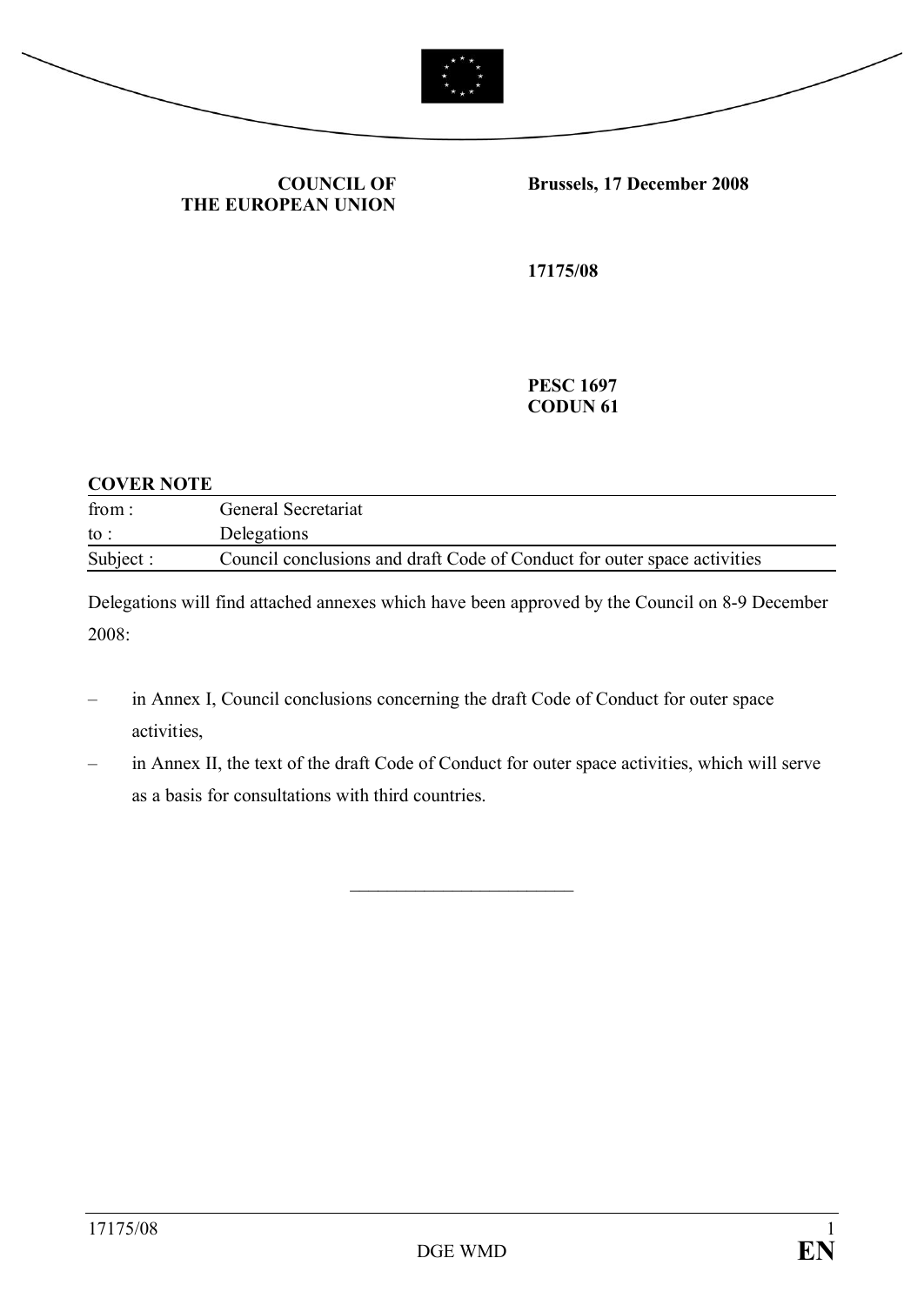**COUNCIL OF THE EUROPEAN UNION**

**Brussels, 17 December 2008**

**17175/08**

**PESC 1697**
**CODUN 61**

**COVER NOTE**

| | |
|---|---|
| from : | General Secretariat |
| to : | Delegations |
| Subject : | Council conclusions and draft Code of Conduct for outer space activities |

Delegations will find attached annexes which have been approved by the Council on 8-9 December 2008:

– in Annex I, Council conclusions concerning the draft Code of Conduct for outer space activities,

– in Annex II, the text of the draft Code of Conduct for outer space activities, which will serve as a basis for consultations with third countries.

________________________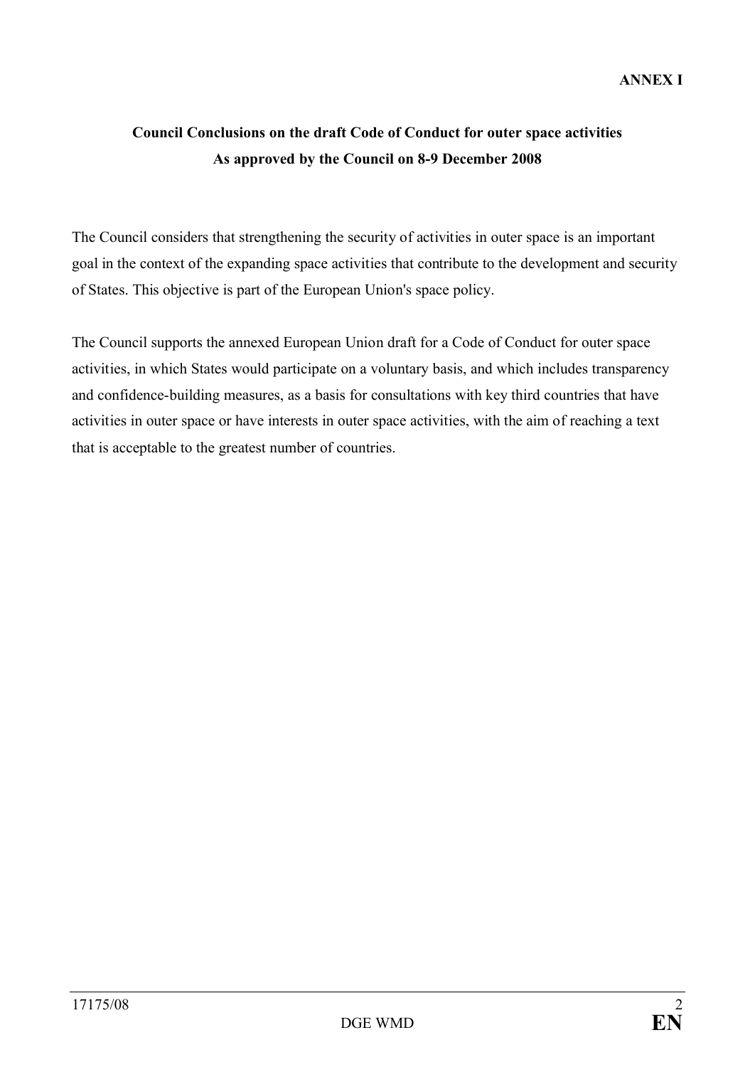**ANNEX I**

## Council Conclusions on the draft Code of Conduct for outer space activities As approved by the Council on 8-9 December 2008

The Council considers that strengthening the security of activities in outer space is an important goal in the context of the expanding space activities that contribute to the development and security of States. This objective is part of the European Union's space policy.

The Council supports the annexed European Union draft for a Code of Conduct for outer space activities, in which States would participate on a voluntary basis, and which includes transparency and confidence-building measures, as a basis for consultations with key third countries that have activities in outer space or have interests in outer space activities, with the aim of reaching a text that is acceptable to the greatest number of countries.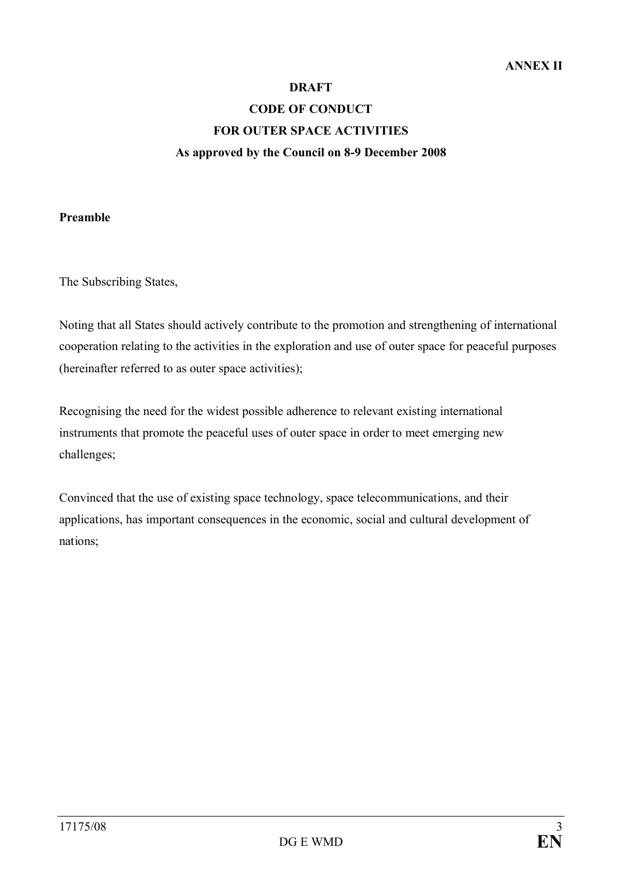**ANNEX II**

# DRAFT
# CODE OF CONDUCT
# FOR OUTER SPACE ACTIVITIES
**As approved by the Council on 8-9 December 2008**

**Preamble**

The Subscribing States,

Noting that all States should actively contribute to the promotion and strengthening of international cooperation relating to the activities in the exploration and use of outer space for peaceful purposes (hereinafter referred to as outer space activities);

Recognising the need for the widest possible adherence to relevant existing international instruments that promote the peaceful uses of outer space in order to meet emerging new challenges;

Convinced that the use of existing space technology, space telecommunications, and their applications, has important consequences in the economic, social and cultural development of nations;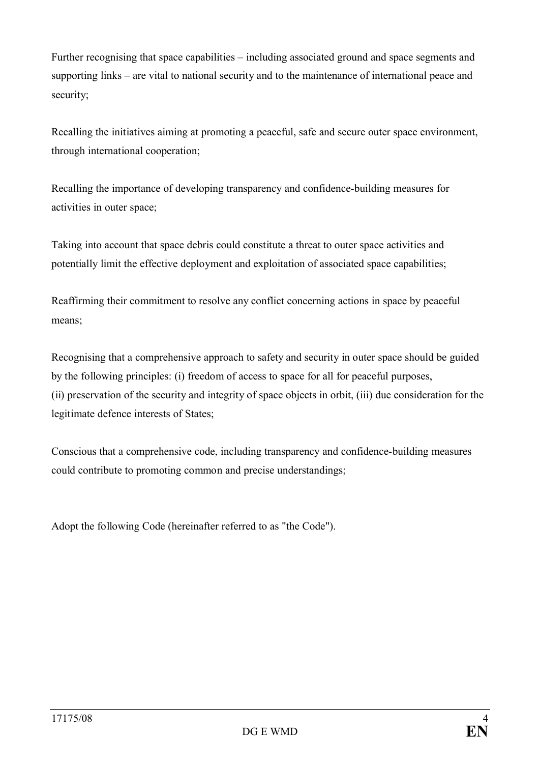Further recognising that space capabilities – including associated ground and space segments and supporting links – are vital to national security and to the maintenance of international peace and security;

Recalling the initiatives aiming at promoting a peaceful, safe and secure outer space environment, through international cooperation;

Recalling the importance of developing transparency and confidence-building measures for activities in outer space;

Taking into account that space debris could constitute a threat to outer space activities and potentially limit the effective deployment and exploitation of associated space capabilities;

Reaffirming their commitment to resolve any conflict concerning actions in space by peaceful means;

Recognising that a comprehensive approach to safety and security in outer space should be guided by the following principles: (i) freedom of access to space for all for peaceful purposes, (ii) preservation of the security and integrity of space objects in orbit, (iii) due consideration for the legitimate defence interests of States;

Conscious that a comprehensive code, including transparency and confidence-building measures could contribute to promoting common and precise understandings;

Adopt the following Code (hereinafter referred to as "the Code").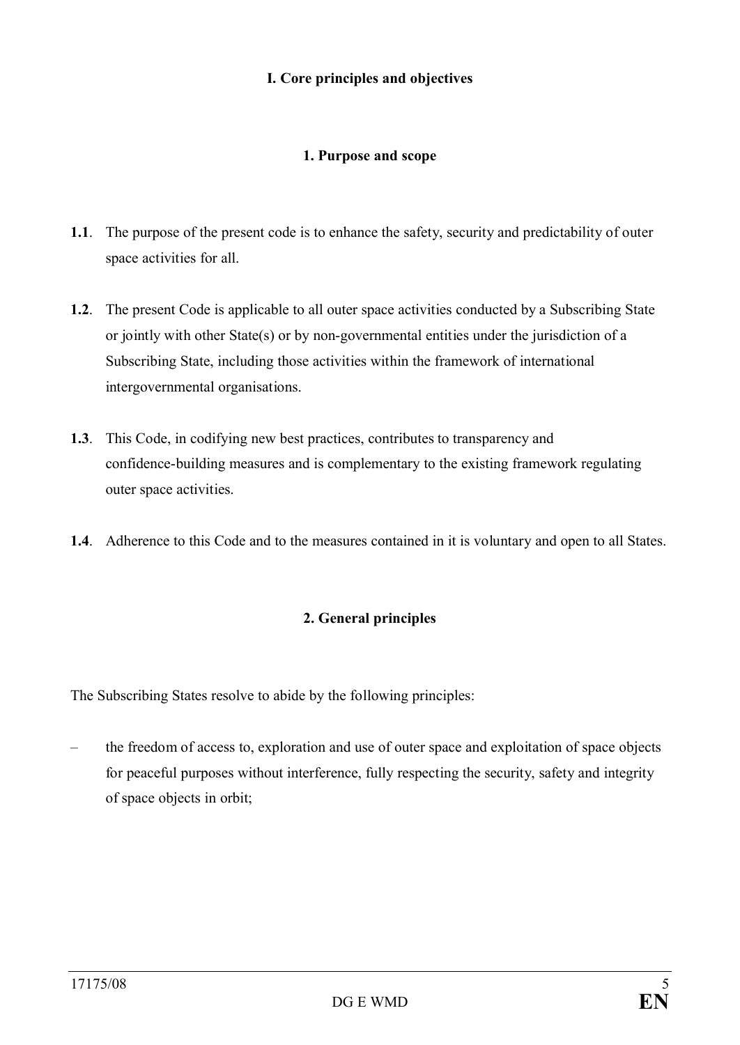## I. Core principles and objectives

### 1. Purpose and scope

**1.1**. The purpose of the present code is to enhance the safety, security and predictability of outer space activities for all.

**1.2**. The present Code is applicable to all outer space activities conducted by a Subscribing State or jointly with other State(s) or by non-governmental entities under the jurisdiction of a Subscribing State, including those activities within the framework of international intergovernmental organisations.

**1.3**. This Code, in codifying new best practices, contributes to transparency and confidence-building measures and is complementary to the existing framework regulating outer space activities.

**1.4**. Adherence to this Code and to the measures contained in it is voluntary and open to all States.

### 2. General principles

The Subscribing States resolve to abide by the following principles:

– the freedom of access to, exploration and use of outer space and exploitation of space objects for peaceful purposes without interference, fully respecting the security, safety and integrity of space objects in orbit;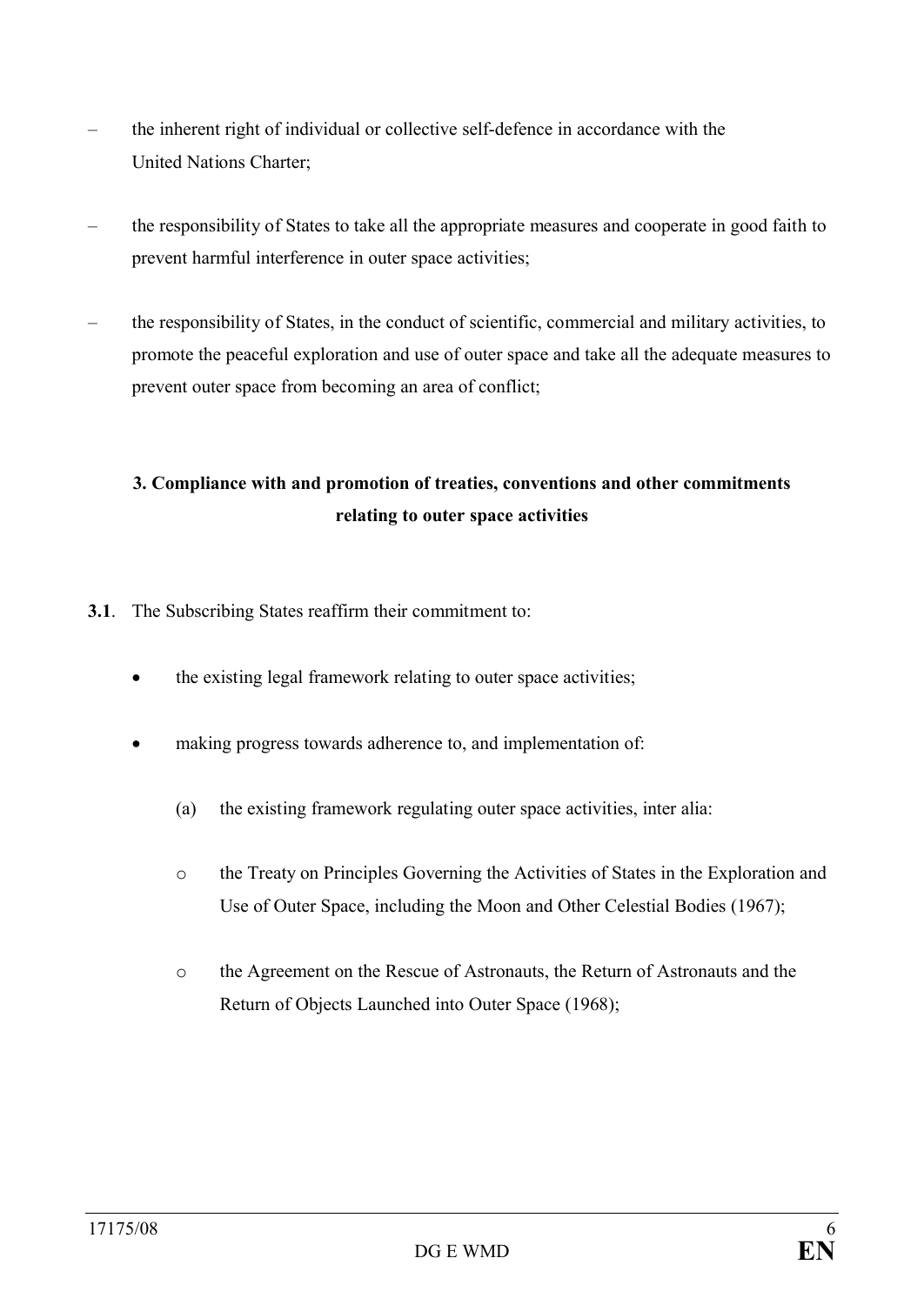– the inherent right of individual or collective self-defence in accordance with the United Nations Charter;

– the responsibility of States to take all the appropriate measures and cooperate in good faith to prevent harmful interference in outer space activities;

– the responsibility of States, in the conduct of scientific, commercial and military activities, to promote the peaceful exploration and use of outer space and take all the adequate measures to prevent outer space from becoming an area of conflict;

## 3. Compliance with and promotion of treaties, conventions and other commitments relating to outer space activities

**3.1**. The Subscribing States reaffirm their commitment to:

- the existing legal framework relating to outer space activities;
- making progress towards adherence to, and implementation of:
  - (a) the existing framework regulating outer space activities, inter alia:
    - o the Treaty on Principles Governing the Activities of States in the Exploration and Use of Outer Space, including the Moon and Other Celestial Bodies (1967);
    - o the Agreement on the Rescue of Astronauts, the Return of Astronauts and the Return of Objects Launched into Outer Space (1968);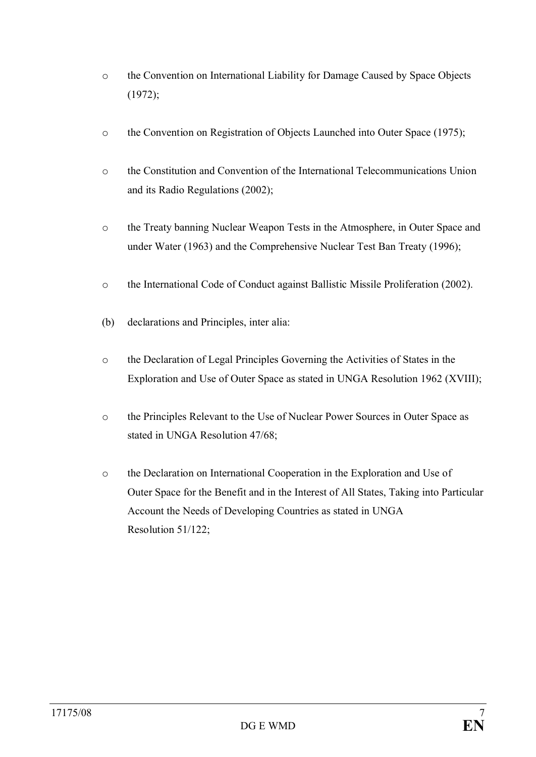- the Convention on International Liability for Damage Caused by Space Objects (1972);
- the Convention on Registration of Objects Launched into Outer Space (1975);
- the Constitution and Convention of the International Telecommunications Union and its Radio Regulations (2002);
- the Treaty banning Nuclear Weapon Tests in the Atmosphere, in Outer Space and under Water (1963) and the Comprehensive Nuclear Test Ban Treaty (1996);
- the International Code of Conduct against Ballistic Missile Proliferation (2002).

(b) declarations and Principles, inter alia:

- the Declaration of Legal Principles Governing the Activities of States in the Exploration and Use of Outer Space as stated in UNGA Resolution 1962 (XVIII);
- the Principles Relevant to the Use of Nuclear Power Sources in Outer Space as stated in UNGA Resolution 47/68;
- the Declaration on International Cooperation in the Exploration and Use of Outer Space for the Benefit and in the Interest of All States, Taking into Particular Account the Needs of Developing Countries as stated in UNGA Resolution 51/122;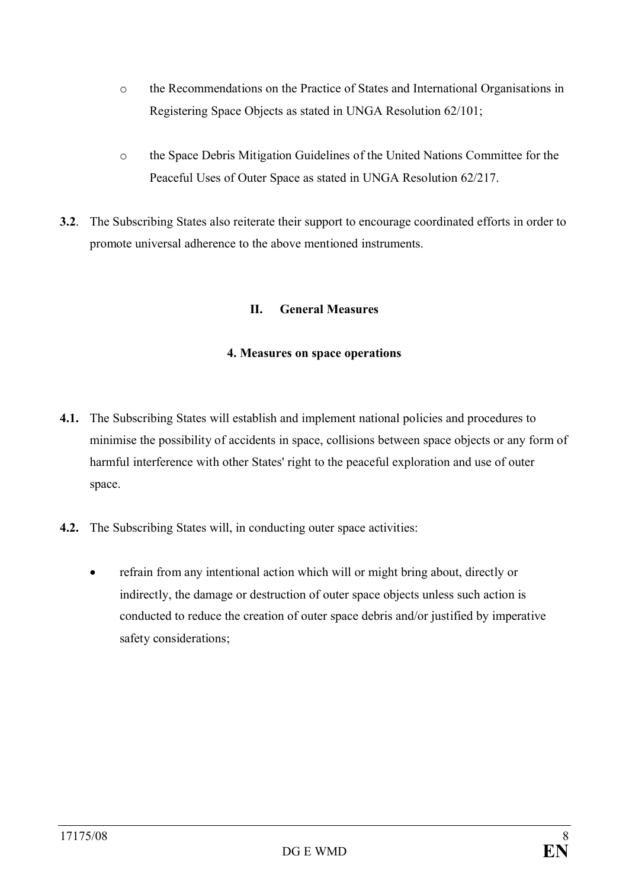- the Recommendations on the Practice of States and International Organisations in Registering Space Objects as stated in UNGA Resolution 62/101;
- the Space Debris Mitigation Guidelines of the United Nations Committee for the Peaceful Uses of Outer Space as stated in UNGA Resolution 62/217.

**3.2**. The Subscribing States also reiterate their support to encourage coordinated efforts in order to promote universal adherence to the above mentioned instruments.

## II. General Measures

### 4. Measures on space operations

**4.1.** The Subscribing States will establish and implement national policies and procedures to minimise the possibility of accidents in space, collisions between space objects or any form of harmful interference with other States' right to the peaceful exploration and use of outer space.

**4.2.** The Subscribing States will, in conducting outer space activities:

- refrain from any intentional action which will or might bring about, directly or indirectly, the damage or destruction of outer space objects unless such action is conducted to reduce the creation of outer space debris and/or justified by imperative safety considerations;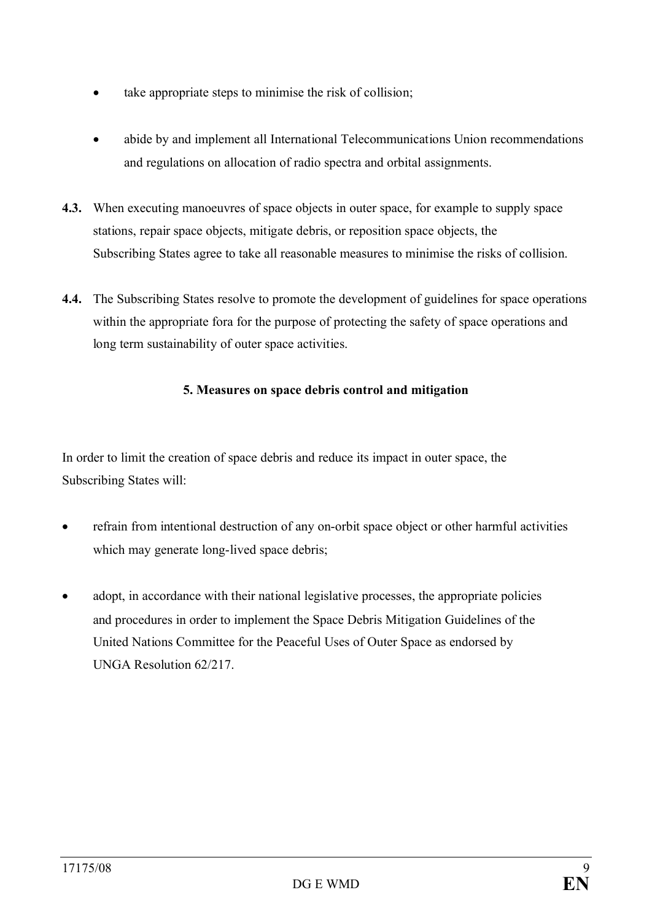- take appropriate steps to minimise the risk of collision;
- abide by and implement all International Telecommunications Union recommendations and regulations on allocation of radio spectra and orbital assignments.

**4.3.** When executing manoeuvres of space objects in outer space, for example to supply space stations, repair space objects, mitigate debris, or reposition space objects, the Subscribing States agree to take all reasonable measures to minimise the risks of collision.

**4.4.** The Subscribing States resolve to promote the development of guidelines for space operations within the appropriate fora for the purpose of protecting the safety of space operations and long term sustainability of outer space activities.

## 5. Measures on space debris control and mitigation

In order to limit the creation of space debris and reduce its impact in outer space, the Subscribing States will:

- refrain from intentional destruction of any on-orbit space object or other harmful activities which may generate long-lived space debris;
- adopt, in accordance with their national legislative processes, the appropriate policies and procedures in order to implement the Space Debris Mitigation Guidelines of the United Nations Committee for the Peaceful Uses of Outer Space as endorsed by UNGA Resolution 62/217.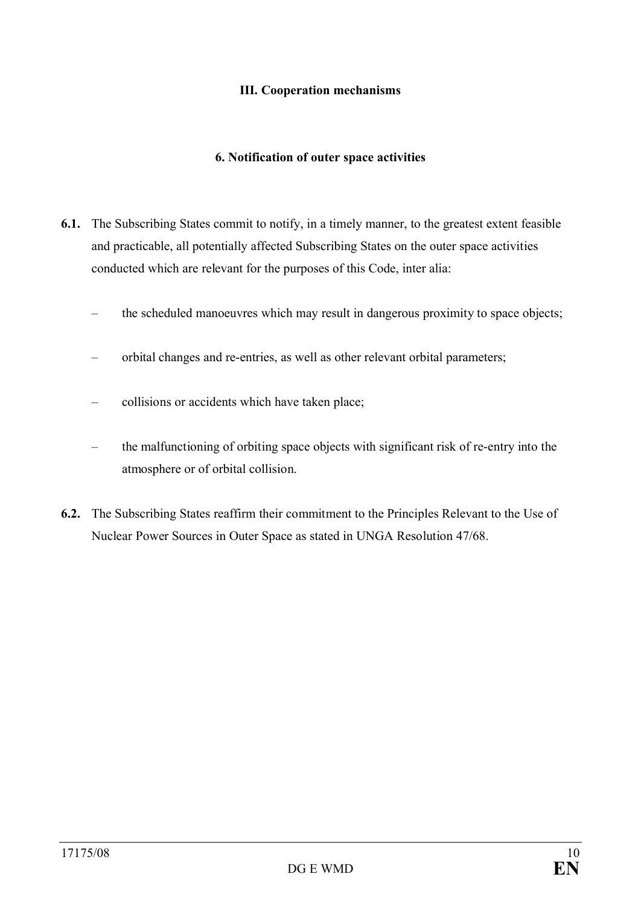## III. Cooperation mechanisms

### 6. Notification of outer space activities

**6.1.** The Subscribing States commit to notify, in a timely manner, to the greatest extent feasible and practicable, all potentially affected Subscribing States on the outer space activities conducted which are relevant for the purposes of this Code, inter alia:

- the scheduled manoeuvres which may result in dangerous proximity to space objects;
- orbital changes and re-entries, as well as other relevant orbital parameters;
- collisions or accidents which have taken place;
- the malfunctioning of orbiting space objects with significant risk of re-entry into the atmosphere or of orbital collision.

**6.2.** The Subscribing States reaffirm their commitment to the Principles Relevant to the Use of Nuclear Power Sources in Outer Space as stated in UNGA Resolution 47/68.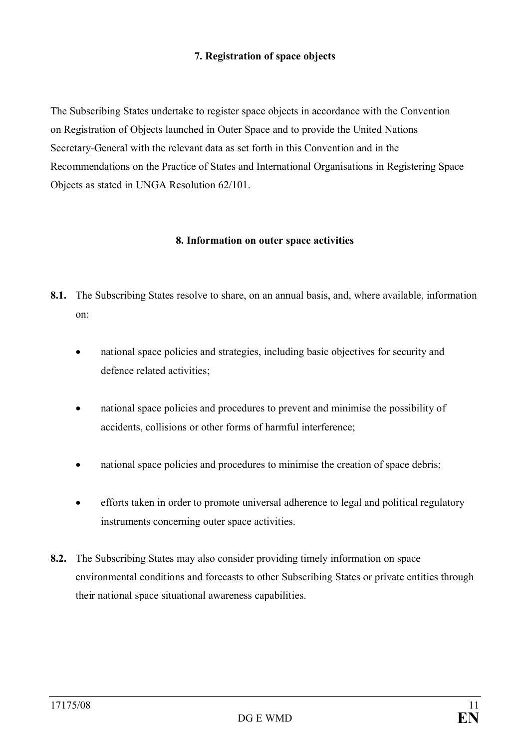## 7. Registration of space objects

The Subscribing States undertake to register space objects in accordance with the Convention on Registration of Objects launched in Outer Space and to provide the United Nations Secretary-General with the relevant data as set forth in this Convention and in the Recommendations on the Practice of States and International Organisations in Registering Space Objects as stated in UNGA Resolution 62/101.

## 8. Information on outer space activities

**8.1.** The Subscribing States resolve to share, on an annual basis, and, where available, information on:

- national space policies and strategies, including basic objectives for security and defence related activities;
- national space policies and procedures to prevent and minimise the possibility of accidents, collisions or other forms of harmful interference;
- national space policies and procedures to minimise the creation of space debris;
- efforts taken in order to promote universal adherence to legal and political regulatory instruments concerning outer space activities.

**8.2.** The Subscribing States may also consider providing timely information on space environmental conditions and forecasts to other Subscribing States or private entities through their national space situational awareness capabilities.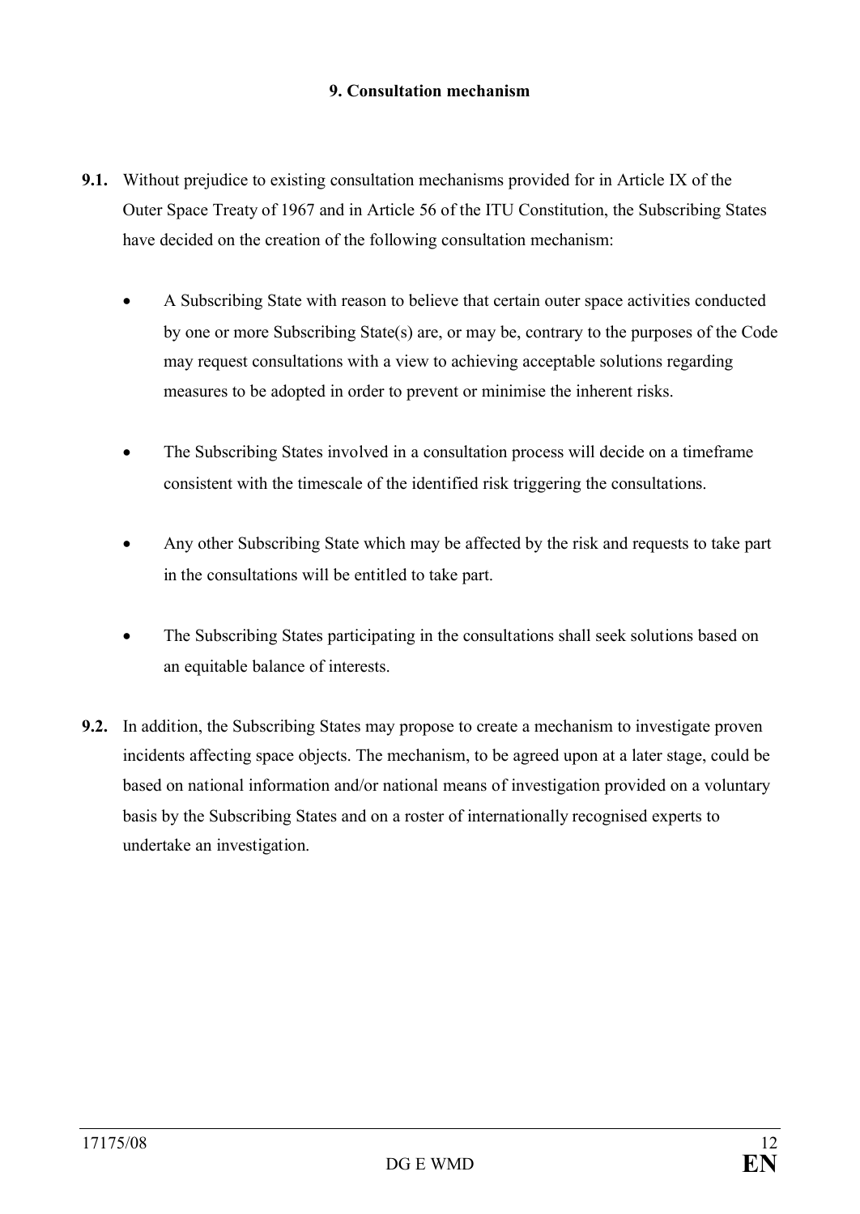## 9. Consultation mechanism

**9.1.** Without prejudice to existing consultation mechanisms provided for in Article IX of the Outer Space Treaty of 1967 and in Article 56 of the ITU Constitution, the Subscribing States have decided on the creation of the following consultation mechanism:

- A Subscribing State with reason to believe that certain outer space activities conducted by one or more Subscribing State(s) are, or may be, contrary to the purposes of the Code may request consultations with a view to achieving acceptable solutions regarding measures to be adopted in order to prevent or minimise the inherent risks.
- The Subscribing States involved in a consultation process will decide on a timeframe consistent with the timescale of the identified risk triggering the consultations.
- Any other Subscribing State which may be affected by the risk and requests to take part in the consultations will be entitled to take part.
- The Subscribing States participating in the consultations shall seek solutions based on an equitable balance of interests.

**9.2.** In addition, the Subscribing States may propose to create a mechanism to investigate proven incidents affecting space objects. The mechanism, to be agreed upon at a later stage, could be based on national information and/or national means of investigation provided on a voluntary basis by the Subscribing States and on a roster of internationally recognised experts to undertake an investigation.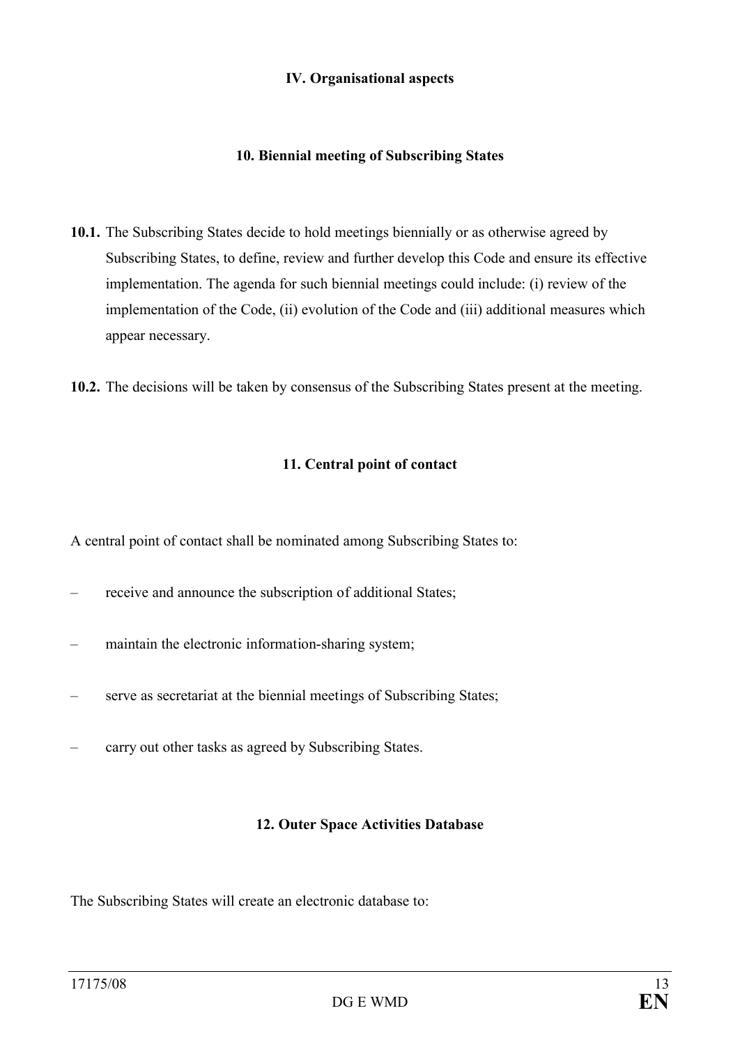## IV. Organisational aspects

### 10. Biennial meeting of Subscribing States

**10.1.** The Subscribing States decide to hold meetings biennially or as otherwise agreed by Subscribing States, to define, review and further develop this Code and ensure its effective implementation. The agenda for such biennial meetings could include: (i) review of the implementation of the Code, (ii) evolution of the Code and (iii) additional measures which appear necessary.

**10.2.** The decisions will be taken by consensus of the Subscribing States present at the meeting.

### 11. Central point of contact

A central point of contact shall be nominated among Subscribing States to:

- receive and announce the subscription of additional States;
- maintain the electronic information-sharing system;
- serve as secretariat at the biennial meetings of Subscribing States;
- carry out other tasks as agreed by Subscribing States.

### 12. Outer Space Activities Database

The Subscribing States will create an electronic database to: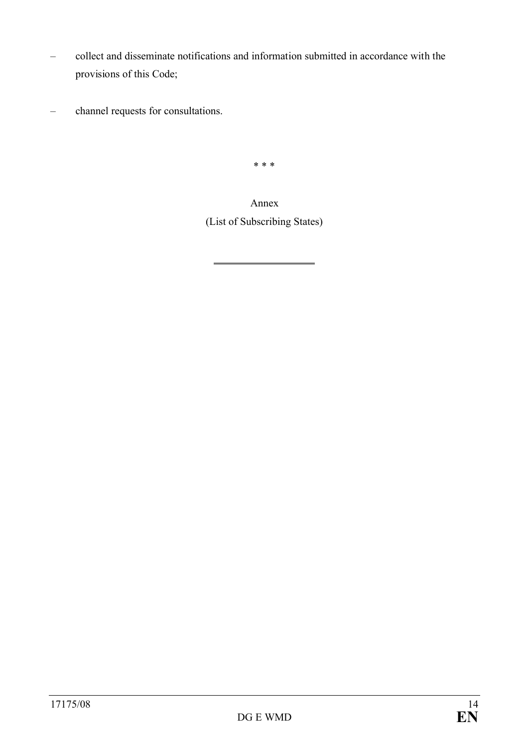- collect and disseminate notifications and information submitted in accordance with the provisions of this Code;

- channel requests for consultations.

\* \* \*

Annex

(List of Subscribing States)